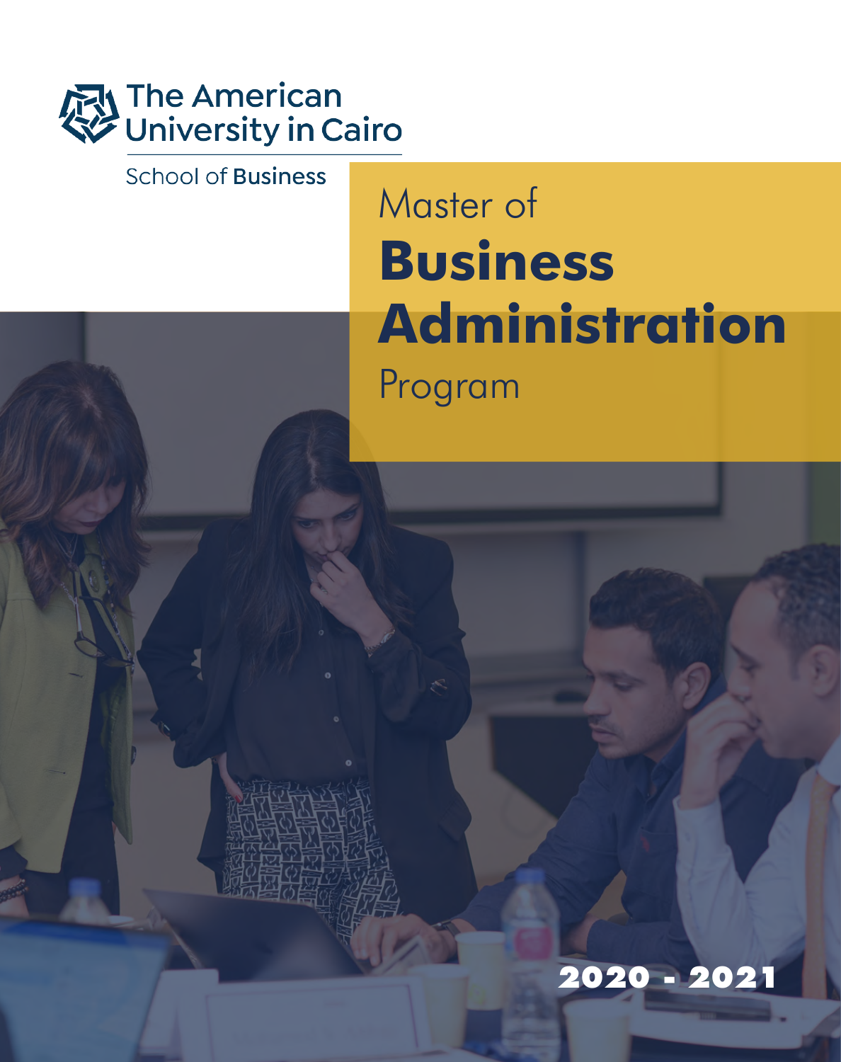The American University in Cairo

School of Business

# Master of Business Administration Program

2020 - 2021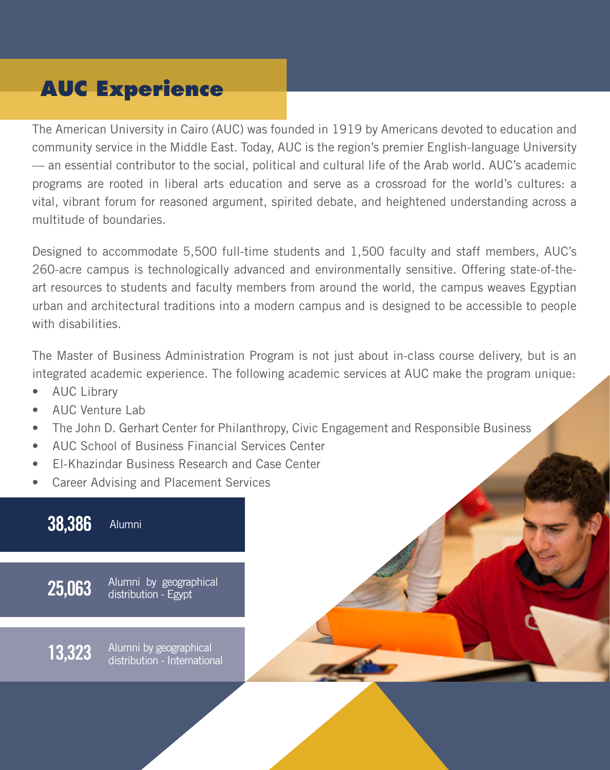# AUC Experience

The American University in Cairo (AUC) was founded in 1919 by Americans devoted to education and community service in the Middle East. Today, AUC is the region's premier English-language University — an essential contributor to the social, political and cultural life of the Arab world. AUC's academic programs are rooted in liberal arts education and serve as a crossroad for the world's cultures: a vital, vibrant forum for reasoned argument, spirited debate, and heightened understanding across a multitude of boundaries.

Designed to accommodate 5,500 full-time students and 1,500 faculty and staff members, AUC's 260-acre campus is technologically advanced and environmentally sensitive. Offering state-of-the-art resources to students and faculty members from around the world, the campus weaves Egyptian urban and architectural traditions into a modern campus and is designed to be accessible to people with disabilities.

The Master of Business Administration Program is not just about in-class course delivery, but is an integrated academic experience. The following academic services at AUC make the program unique:

- AUC Library
- AUC Venture Lab
- The John D. Gerhart Center for Philanthropy, Civic Engagement and Responsible Business
- AUC School of Business Financial Services Center
- El-Khazindar Business Research and Case Center
- Career Advising and Placement Services

**38,386** Alumni

**25,063** Alumni by geographical distribution - Egypt

**13,323** Alumni by geographical distribution - International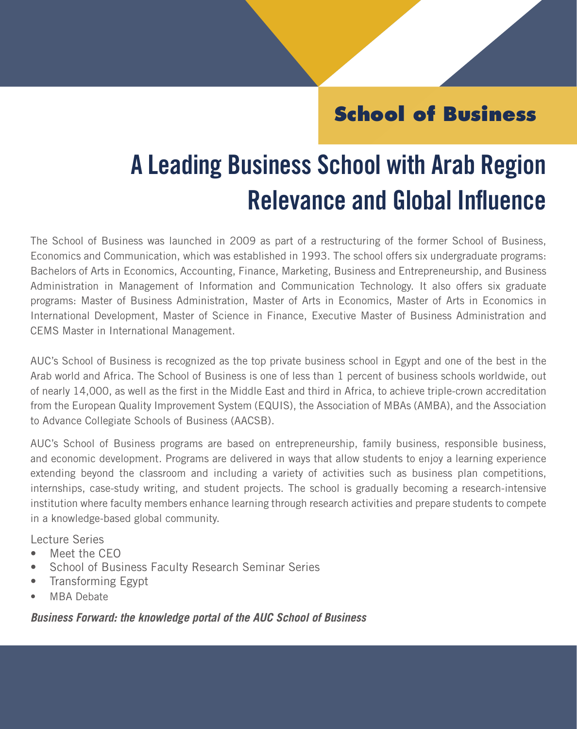## School of Business

# A Leading Business School with Arab Region Relevance and Global Influence

The School of Business was launched in 2009 as part of a restructuring of the former School of Business, Economics and Communication, which was established in 1993. The school offers six undergraduate programs: Bachelors of Arts in Economics, Accounting, Finance, Marketing, Business and Entrepreneurship, and Business Administration in Management of Information and Communication Technology. It also offers six graduate programs: Master of Business Administration, Master of Arts in Economics, Master of Arts in Economics in International Development, Master of Science in Finance, Executive Master of Business Administration and CEMS Master in International Management.

AUC's School of Business is recognized as the top private business school in Egypt and one of the best in the Arab world and Africa. The School of Business is one of less than 1 percent of business schools worldwide, out of nearly 14,000, as well as the first in the Middle East and third in Africa, to achieve triple-crown accreditation from the European Quality Improvement System (EQUIS), the Association of MBAs (AMBA), and the Association to Advance Collegiate Schools of Business (AACSB).

AUC's School of Business programs are based on entrepreneurship, family business, responsible business, and economic development. Programs are delivered in ways that allow students to enjoy a learning experience extending beyond the classroom and including a variety of activities such as business plan competitions, internships, case-study writing, and student projects. The school is gradually becoming a research-intensive institution where faculty members enhance learning through research activities and prepare students to compete in a knowledge-based global community.

Lecture Series

- Meet the CEO
- School of Business Faculty Research Seminar Series
- Transforming Egypt
- MBA Debate

***Business Forward: the knowledge portal of the AUC School of Business***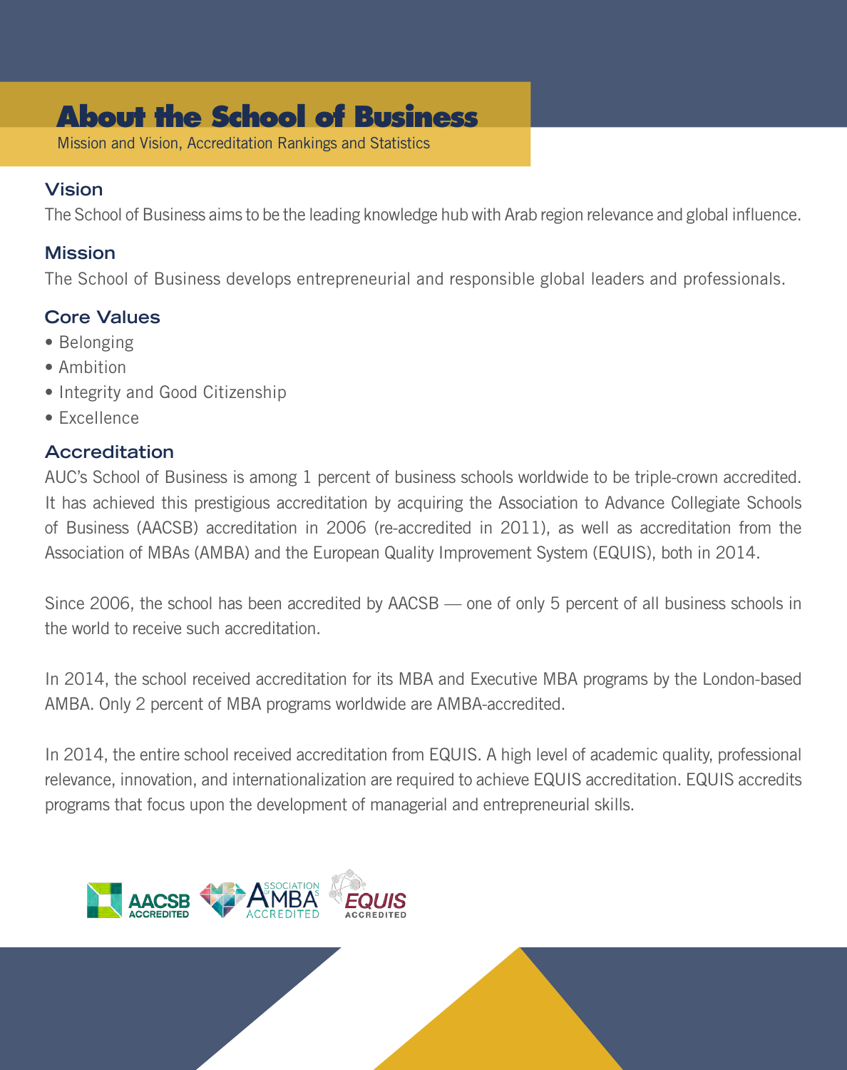# About the School of Business

Mission and Vision, Accreditation Rankings and Statistics

## Vision

The School of Business aims to be the leading knowledge hub with Arab region relevance and global influence.

## Mission

The School of Business develops entrepreneurial and responsible global leaders and professionals.

## Core Values

- Belonging
- Ambition
- Integrity and Good Citizenship
- Excellence

## Accreditation

AUC's School of Business is among 1 percent of business schools worldwide to be triple-crown accredited. It has achieved this prestigious accreditation by acquiring the Association to Advance Collegiate Schools of Business (AACSB) accreditation in 2006 (re-accredited in 2011), as well as accreditation from the Association of MBAs (AMBA) and the European Quality Improvement System (EQUIS), both in 2014.

Since 2006, the school has been accredited by AACSB — one of only 5 percent of all business schools in the world to receive such accreditation.

In 2014, the school received accreditation for its MBA and Executive MBA programs by the London-based AMBA. Only 2 percent of MBA programs worldwide are AMBA-accredited.

In 2014, the entire school received accreditation from EQUIS. A high level of academic quality, professional relevance, innovation, and internationalization are required to achieve EQUIS accreditation. EQUIS accredits programs that focus upon the development of managerial and entrepreneurial skills.

AACSB ACCREDITED · ASSOCIATION OF MBAS ACCREDITED · EQUIS ACCREDITED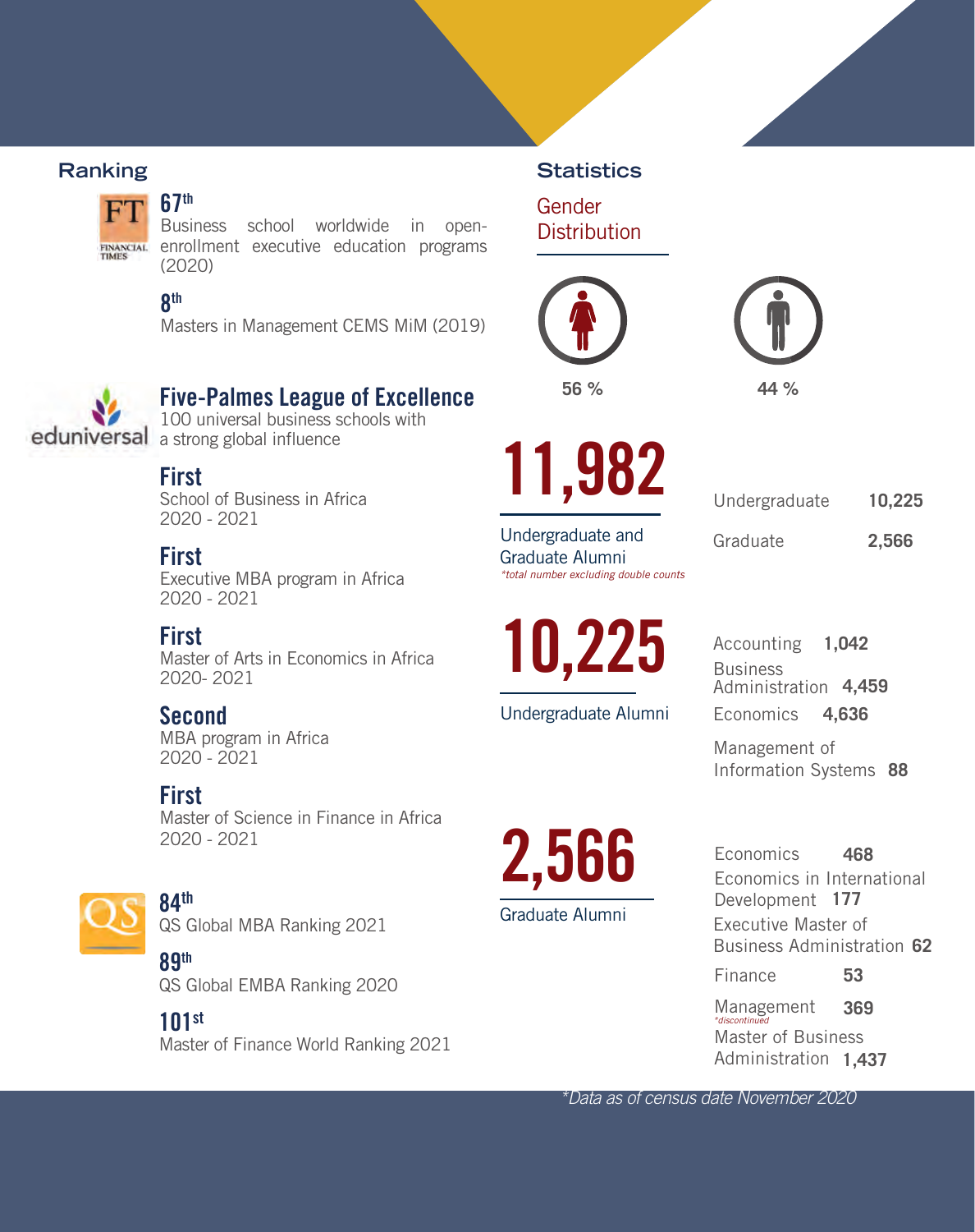## Ranking

**67th**
Business school worldwide in open-enrollment executive education programs (2020)

**8th**
Masters in Management CEMS MiM (2019)

### Five-Palmes League of Excellence

100 universal business schools with a strong global influence

**First**
School of Business in Africa
2020 - 2021

**First**
Executive MBA program in Africa
2020 - 2021

**First**
Master of Arts in Economics in Africa
2020- 2021

**Second**
MBA program in Africa
2020 - 2021

**First**
Master of Science in Finance in Africa
2020 - 2021

**84th**
QS Global MBA Ranking 2021

**89th**
QS Global EMBA Ranking 2020

**101st**
Master of Finance World Ranking 2021

## Statistics

### Gender Distribution

56 %

44 %

**11,982**

Undergraduate and Graduate Alumni
*\*total number excluding double counts*

| | |
|---|---|
| Undergraduate | 10,225 |
| Graduate | 2,566 |

**10,225**

Undergraduate Alumni

| | |
|---|---|
| Accounting | 1,042 |
| Business Administration | 4,459 |
| Economics | 4,636 |
| Management of Information Systems | 88 |

**2,566**

Graduate Alumni

| | |
|---|---|
| Economics | 468 |
| Economics in International Development | 177 |
| Executive Master of Business Administration | 62 |
| Finance | 53 |
| Management *\*discontinued* | 369 |
| Master of Business Administration | 1,437 |

*\*Data as of census date November 2020*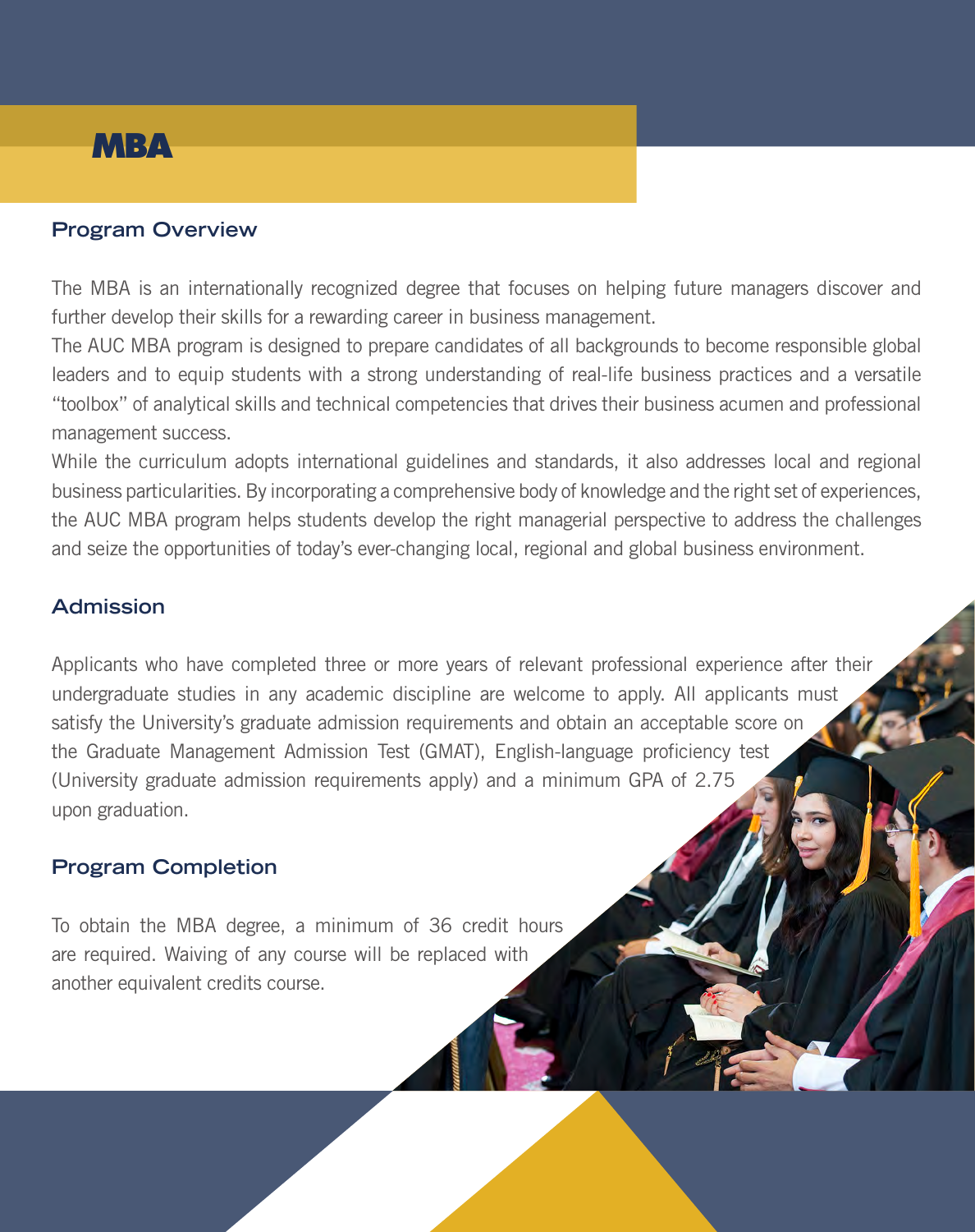# MBA

## Program Overview

The MBA is an internationally recognized degree that focuses on helping future managers discover and further develop their skills for a rewarding career in business management.

The AUC MBA program is designed to prepare candidates of all backgrounds to become responsible global leaders and to equip students with a strong understanding of real-life business practices and a versatile "toolbox" of analytical skills and technical competencies that drives their business acumen and professional management success.

While the curriculum adopts international guidelines and standards, it also addresses local and regional business particularities. By incorporating a comprehensive body of knowledge and the right set of experiences, the AUC MBA program helps students develop the right managerial perspective to address the challenges and seize the opportunities of today's ever-changing local, regional and global business environment.

## Admission

Applicants who have completed three or more years of relevant professional experience after their undergraduate studies in any academic discipline are welcome to apply. All applicants must satisfy the University's graduate admission requirements and obtain an acceptable score on the Graduate Management Admission Test (GMAT), English-language proficiency test (University graduate admission requirements apply) and a minimum GPA of 2.75 upon graduation.

## Program Completion

To obtain the MBA degree, a minimum of 36 credit hours are required. Waiving of any course will be replaced with another equivalent credits course.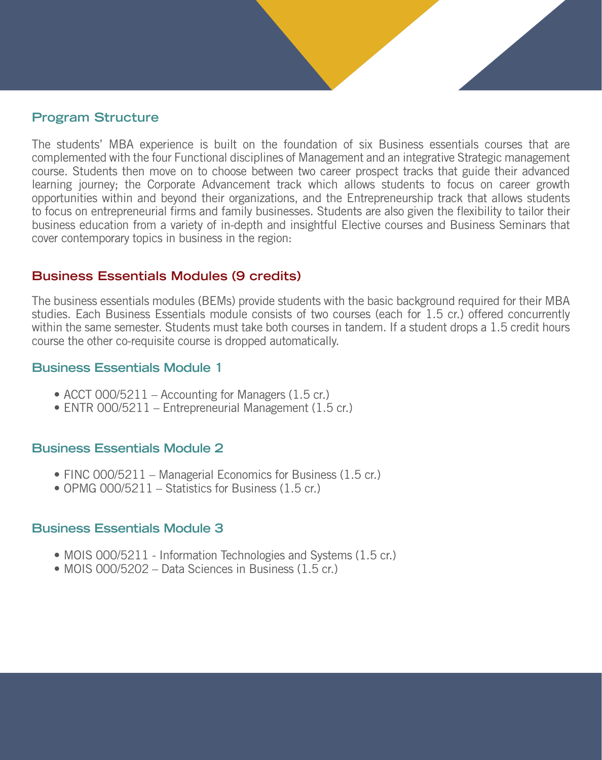## Program Structure

The students' MBA experience is built on the foundation of six Business essentials courses that are complemented with the four Functional disciplines of Management and an integrative Strategic management course. Students then move on to choose between two career prospect tracks that guide their advanced learning journey; the Corporate Advancement track which allows students to focus on career growth opportunities within and beyond their organizations, and the Entrepreneurship track that allows students to focus on entrepreneurial firms and family businesses. Students are also given the flexibility to tailor their business education from a variety of in-depth and insightful Elective courses and Business Seminars that cover contemporary topics in business in the region:

## Business Essentials Modules (9 credits)

The business essentials modules (BEMs) provide students with the basic background required for their MBA studies. Each Business Essentials module consists of two courses (each for 1.5 cr.) offered concurrently within the same semester. Students must take both courses in tandem. If a student drops a 1.5 credit hours course the other co-requisite course is dropped automatically.

### Business Essentials Module 1

- ACCT 000/5211 – Accounting for Managers (1.5 cr.)
- ENTR 000/5211 – Entrepreneurial Management (1.5 cr.)

### Business Essentials Module 2

- FINC 000/5211 – Managerial Economics for Business (1.5 cr.)
- OPMG 000/5211 – Statistics for Business (1.5 cr.)

### Business Essentials Module 3

- MOIS 000/5211 - Information Technologies and Systems (1.5 cr.)
- MOIS 000/5202 – Data Sciences in Business (1.5 cr.)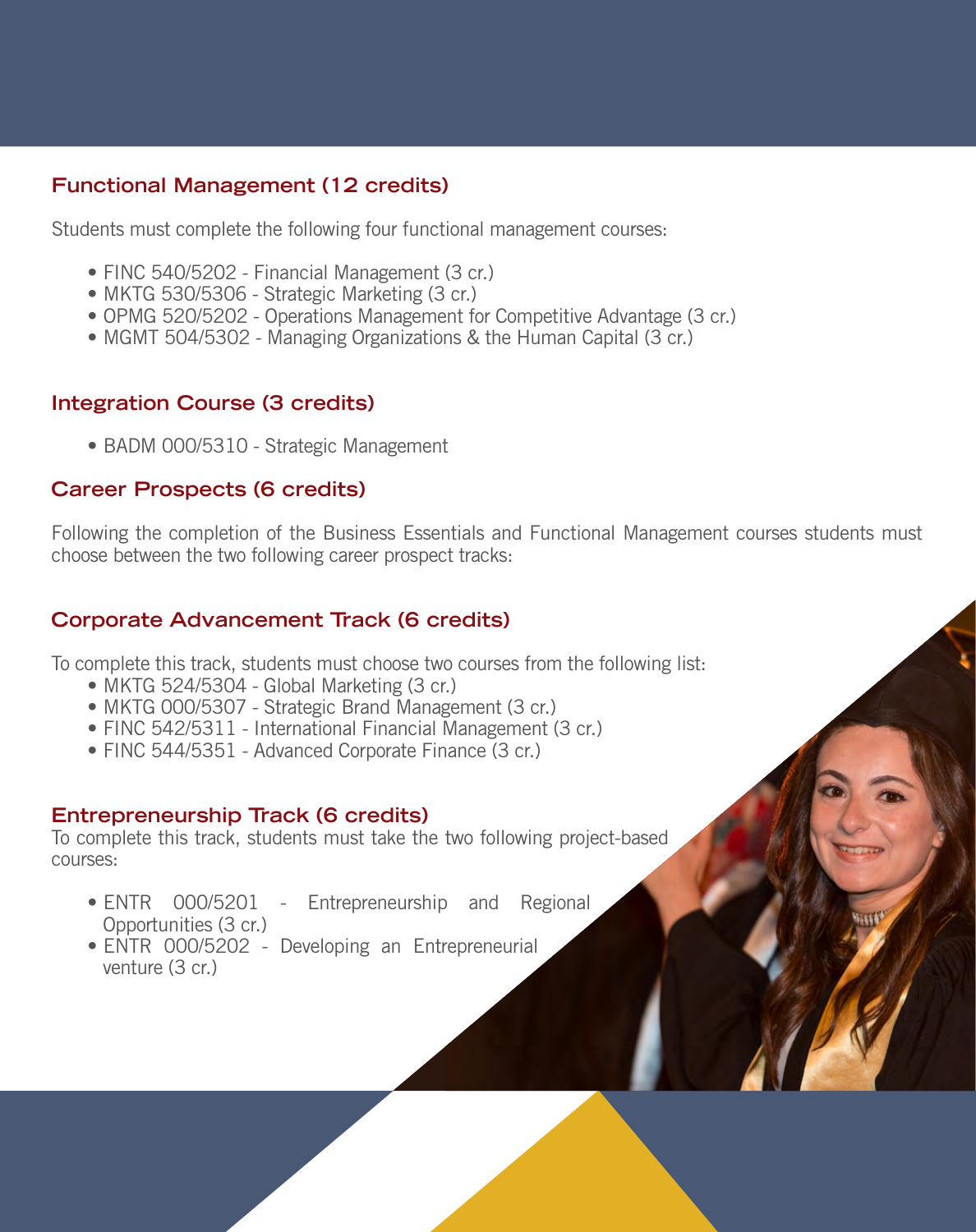## Functional Management (12 credits)

Students must complete the following four functional management courses:

- FINC 540/5202 - Financial Management (3 cr.)
- MKTG 530/5306 - Strategic Marketing (3 cr.)
- OPMG 520/5202 - Operations Management for Competitive Advantage (3 cr.)
- MGMT 504/5302 - Managing Organizations & the Human Capital (3 cr.)

## Integration Course (3 credits)

- BADM 000/5310 - Strategic Management

## Career Prospects (6 credits)

Following the completion of the Business Essentials and Functional Management courses students must choose between the two following career prospect tracks:

## Corporate Advancement Track (6 credits)

To complete this track, students must choose two courses from the following list:

- MKTG 524/5304 - Global Marketing (3 cr.)
- MKTG 000/5307 - Strategic Brand Management (3 cr.)
- FINC 542/5311 - International Financial Management (3 cr.)
- FINC 544/5351 - Advanced Corporate Finance (3 cr.)

## Entrepreneurship Track (6 credits)

To complete this track, students must take the two following project-based courses:

- ENTR 000/5201 - Entrepreneurship and Regional Opportunities (3 cr.)
- ENTR 000/5202 - Developing an Entrepreneurial venture (3 cr.)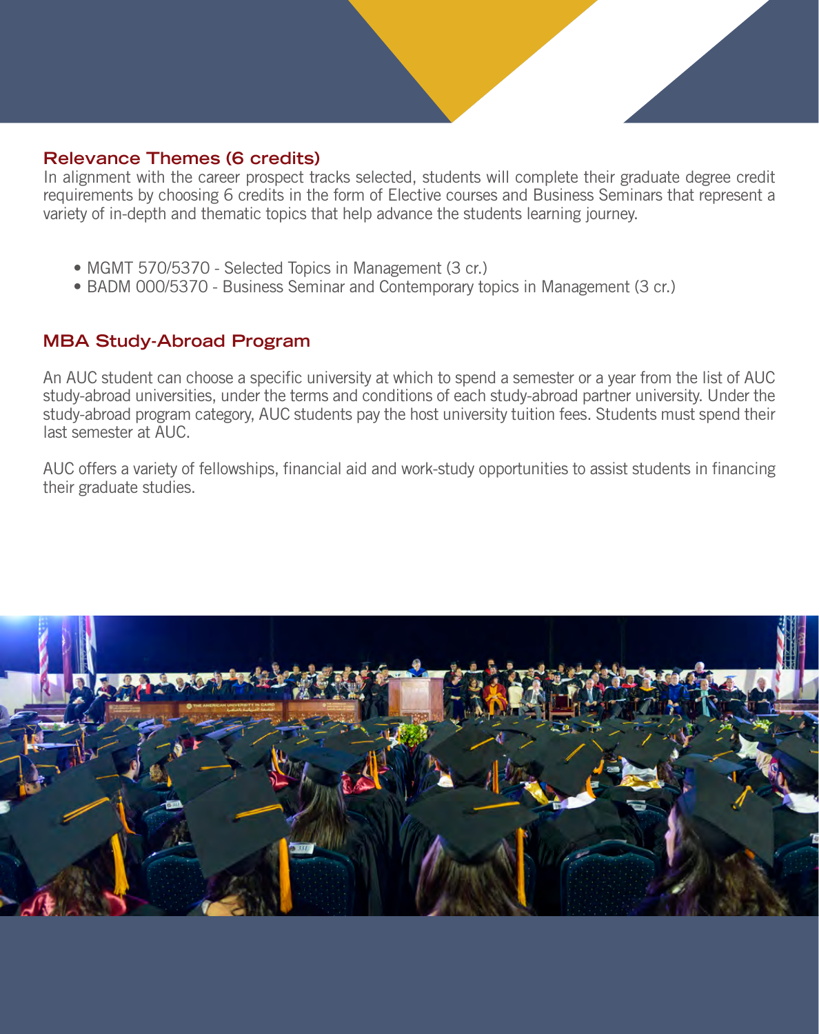## Relevance Themes (6 credits)

In alignment with the career prospect tracks selected, students will complete their graduate degree credit requirements by choosing 6 credits in the form of Elective courses and Business Seminars that represent a variety of in-depth and thematic topics that help advance the students learning journey.

- MGMT 570/5370 - Selected Topics in Management (3 cr.)
- BADM 000/5370 - Business Seminar and Contemporary topics in Management (3 cr.)

## MBA Study-Abroad Program

An AUC student can choose a specific university at which to spend a semester or a year from the list of AUC study-abroad universities, under the terms and conditions of each study-abroad partner university. Under the study-abroad program category, AUC students pay the host university tuition fees. Students must spend their last semester at AUC.

AUC offers a variety of fellowships, financial aid and work-study opportunities to assist students in financing their graduate studies.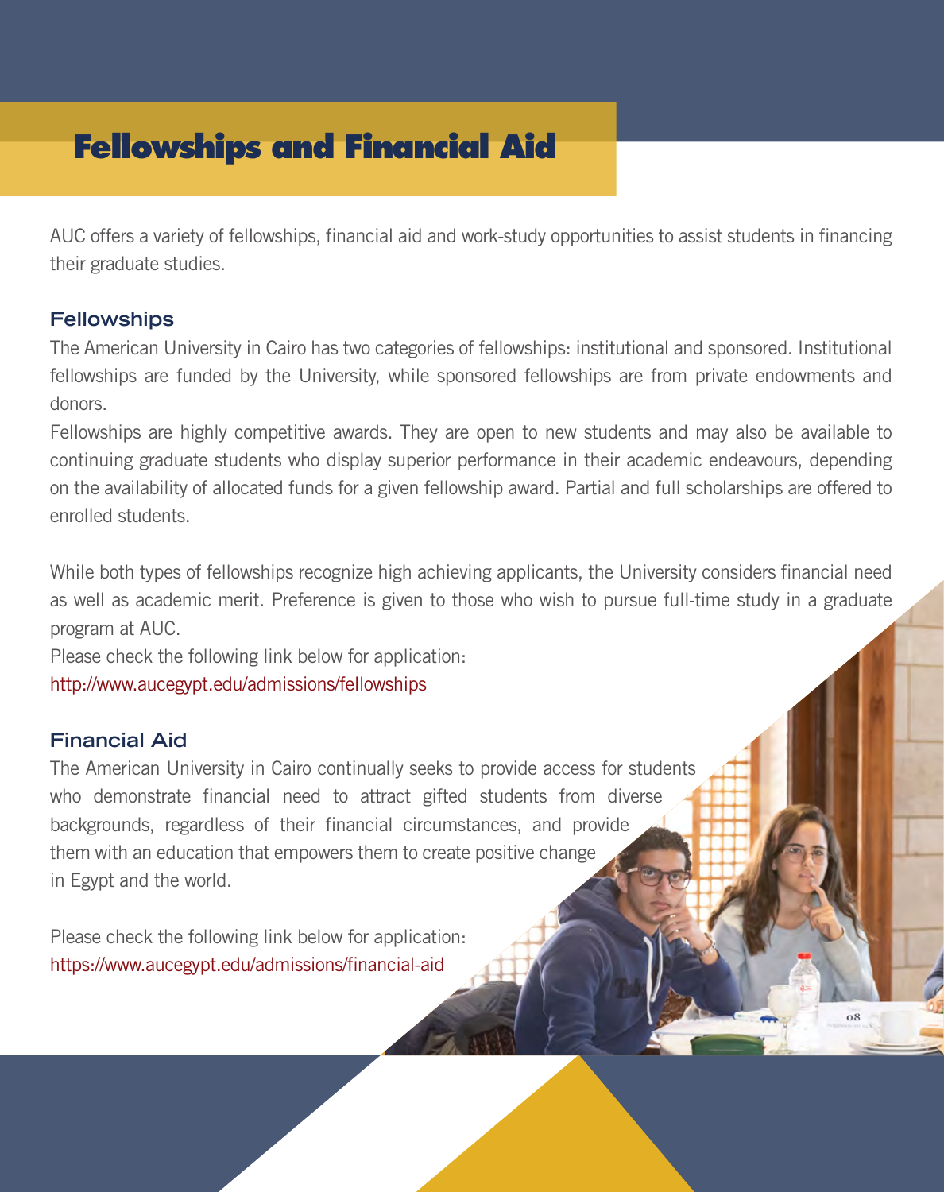# Fellowships and Financial Aid

AUC offers a variety of fellowships, financial aid and work-study opportunities to assist students in financing their graduate studies.

## Fellowships

The American University in Cairo has two categories of fellowships: institutional and sponsored. Institutional fellowships are funded by the University, while sponsored fellowships are from private endowments and donors.

Fellowships are highly competitive awards. They are open to new students and may also be available to continuing graduate students who display superior performance in their academic endeavours, depending on the availability of allocated funds for a given fellowship award. Partial and full scholarships are offered to enrolled students.

While both types of fellowships recognize high achieving applicants, the University considers financial need as well as academic merit. Preference is given to those who wish to pursue full-time study in a graduate program at AUC.

Please check the following link below for application:
http://www.aucegypt.edu/admissions/fellowships

## Financial Aid

The American University in Cairo continually seeks to provide access for students who demonstrate financial need to attract gifted students from diverse backgrounds, regardless of their financial circumstances, and provide them with an education that empowers them to create positive change in Egypt and the world.

Please check the following link below for application:
https://www.aucegypt.edu/admissions/financial-aid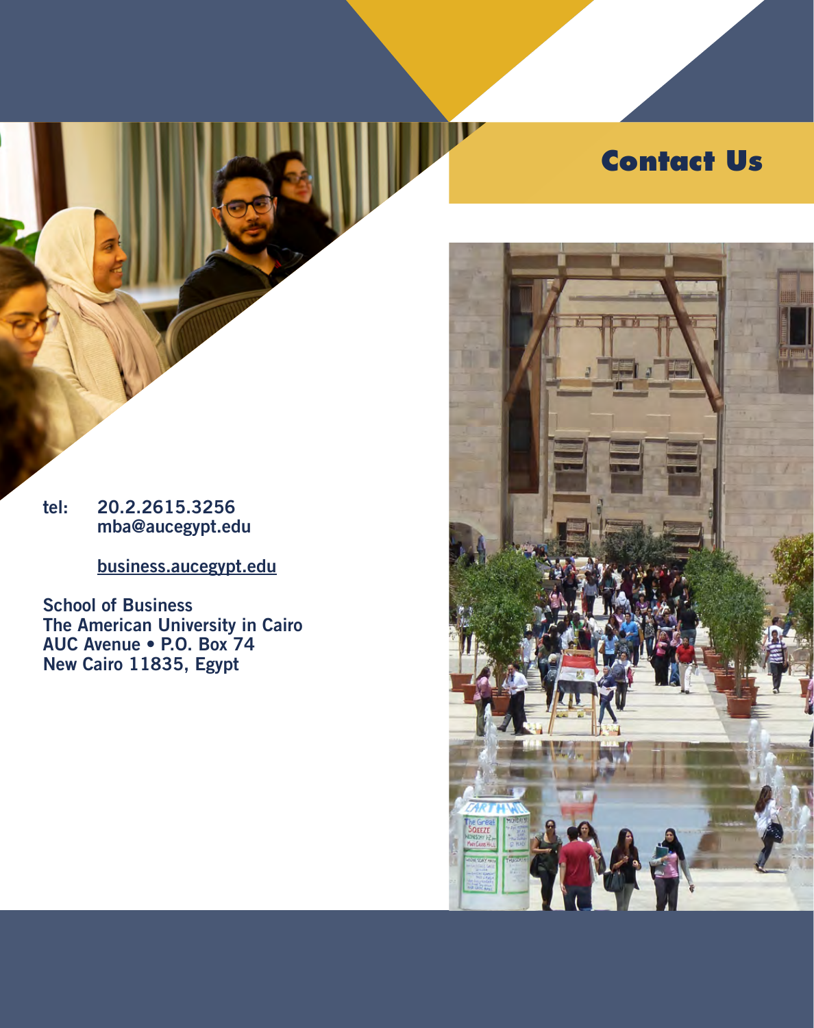# Contact Us

tel: 20.2.2615.3256
mba@aucegypt.edu

business.aucegypt.edu

School of Business
The American University in Cairo
AUC Avenue • P.O. Box 74
New Cairo 11835, Egypt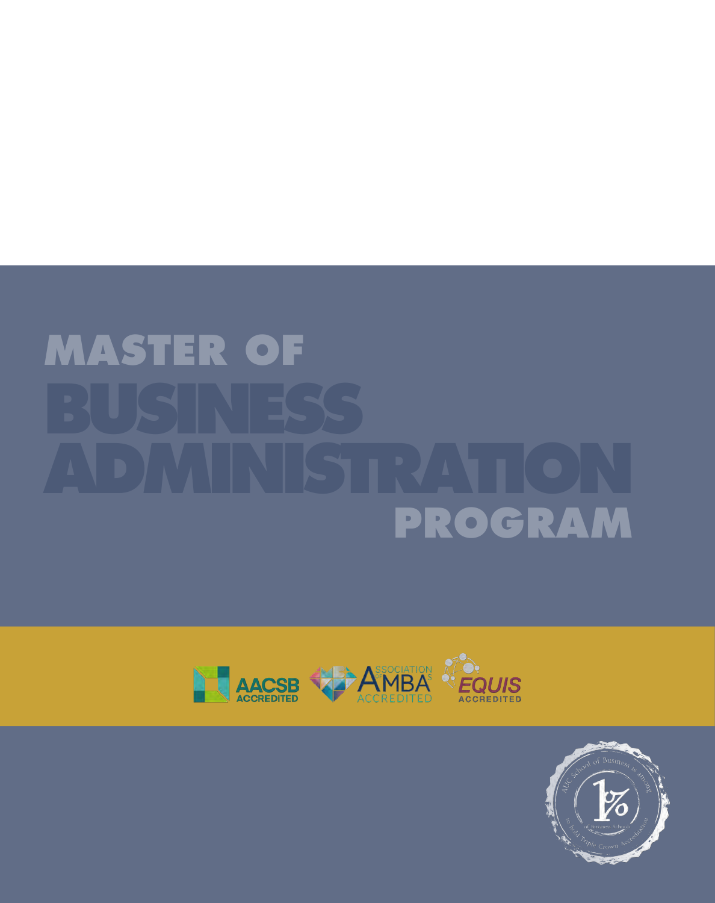# MASTER OF BUSINESS ADMINISTRATION PROGRAM

AACSB ACCREDITED

ASSOCIATION OF MBAS ACCREDITED

EQUIS ACCREDITED

AUC School of Business is among 1% of Business Schools to hold Triple Crown Accreditation